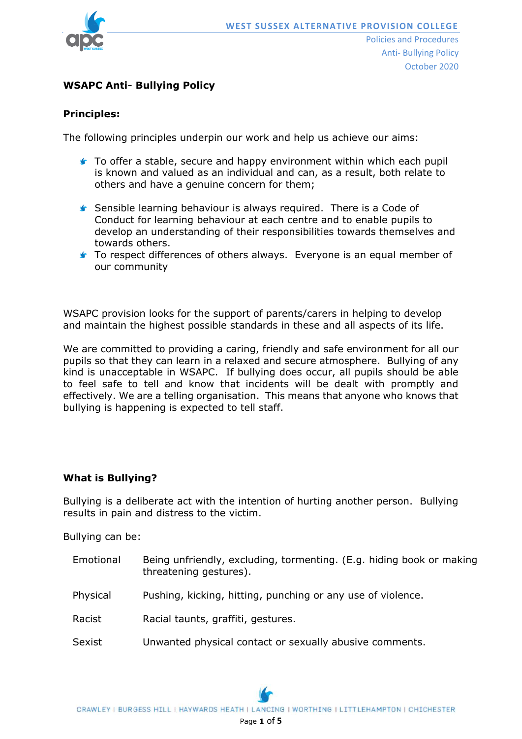# WSAPC Anti- Bullying Policy

## Principles:

The following principles underpin our work and help us achieve our aims:

- To offer a stable, secure and happy environment within which each pupil is known and valued as an individual and can, as a result, both relate to others and have a genuine concern for them;
- Sensible learning behaviour is always required. There is a Code of Conduct for learning behaviour at each centre and to enable pupils to develop an understanding of their responsibilities towards themselves and towards others.
- To respect differences of others always. Everyone is an equal member of our community

WSAPC provision looks for the support of parents/carers in helping to develop and maintain the highest possible standards in these and all aspects of its life.

We are committed to providing a caring, friendly and safe environment for all our pupils so that they can learn in a relaxed and secure atmosphere. Bullying of any kind is unacceptable in WSAPC. If bullying does occur, all pupils should be able to feel safe to tell and know that incidents will be dealt with promptly and effectively. We are a telling organisation. This means that anyone who knows that bullying is happening is expected to tell staff.

## What is Bullying?

Bullying is a deliberate act with the intention of hurting another person. Bullying results in pain and distress to the victim.

Bullying can be:

| | |
|---|---|
| Emotional | Being unfriendly, excluding, tormenting. (E.g. hiding book or making threatening gestures). |
| Physical | Pushing, kicking, hitting, punching or any use of violence. |
| Racist | Racial taunts, graffiti, gestures. |
| Sexist | Unwanted physical contact or sexually abusive comments. |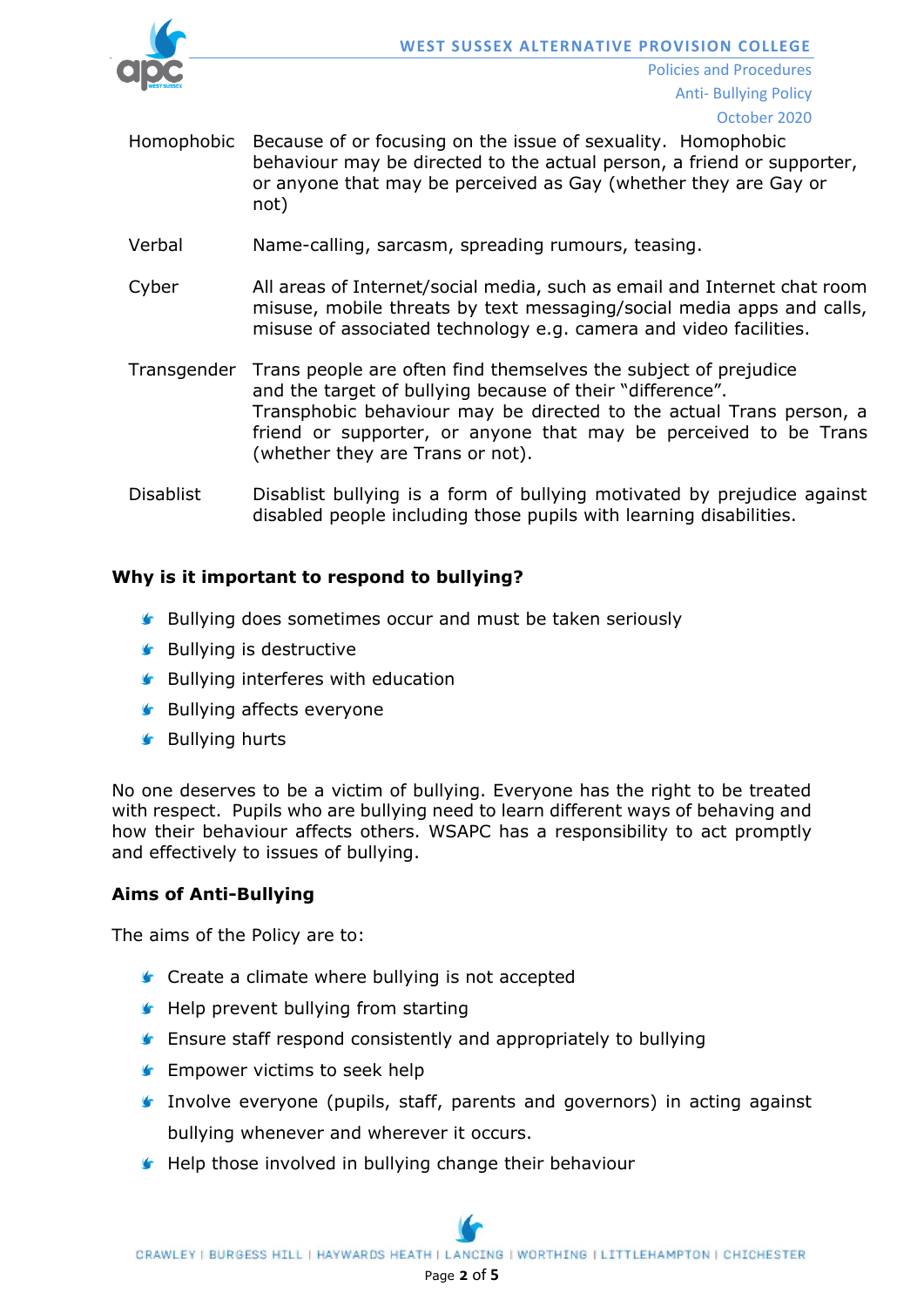| | |
|---|---|
| Homophobic | Because of or focusing on the issue of sexuality. Homophobic behaviour may be directed to the actual person, a friend or supporter, or anyone that may be perceived as Gay (whether they are Gay or not) |
| Verbal | Name-calling, sarcasm, spreading rumours, teasing. |
| Cyber | All areas of Internet/social media, such as email and Internet chat room misuse, mobile threats by text messaging/social media apps and calls, misuse of associated technology e.g. camera and video facilities. |
| Transgender | Trans people are often find themselves the subject of prejudice and the target of bullying because of their "difference". Transphobic behaviour may be directed to the actual Trans person, a friend or supporter, or anyone that may be perceived to be Trans (whether they are Trans or not). |
| Disablist | Disablist bullying is a form of bullying motivated by prejudice against disabled people including those pupils with learning disabilities. |

**Why is it important to respond to bullying?**

- Bullying does sometimes occur and must be taken seriously
- Bullying is destructive
- Bullying interferes with education
- Bullying affects everyone
- Bullying hurts

No one deserves to be a victim of bullying. Everyone has the right to be treated with respect. Pupils who are bullying need to learn different ways of behaving and how their behaviour affects others. WSAPC has a responsibility to act promptly and effectively to issues of bullying.

**Aims of Anti-Bullying**

The aims of the Policy are to:

- Create a climate where bullying is not accepted
- Help prevent bullying from starting
- Ensure staff respond consistently and appropriately to bullying
- Empower victims to seek help
- Involve everyone (pupils, staff, parents and governors) in acting against bullying whenever and wherever it occurs.
- Help those involved in bullying change their behaviour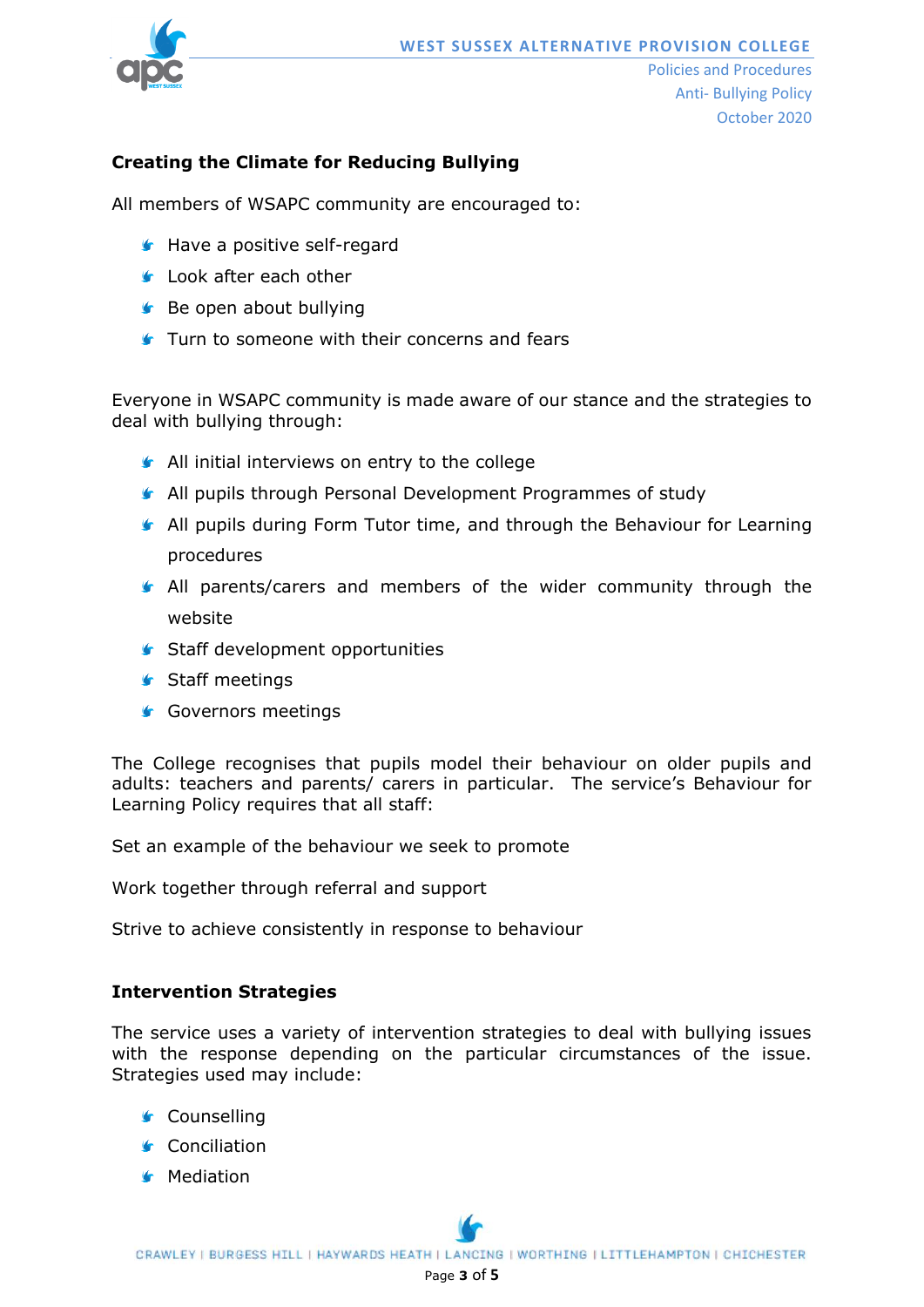### Creating the Climate for Reducing Bullying

All members of WSAPC community are encouraged to:

- Have a positive self-regard
- Look after each other
- Be open about bullying
- Turn to someone with their concerns and fears

Everyone in WSAPC community is made aware of our stance and the strategies to deal with bullying through:

- All initial interviews on entry to the college
- All pupils through Personal Development Programmes of study
- All pupils during Form Tutor time, and through the Behaviour for Learning procedures
- All parents/carers and members of the wider community through the website
- Staff development opportunities
- Staff meetings
- Governors meetings

The College recognises that pupils model their behaviour on older pupils and adults: teachers and parents/ carers in particular. The service's Behaviour for Learning Policy requires that all staff:

Set an example of the behaviour we seek to promote

Work together through referral and support

Strive to achieve consistently in response to behaviour

### Intervention Strategies

The service uses a variety of intervention strategies to deal with bullying issues with the response depending on the particular circumstances of the issue. Strategies used may include:

- Counselling
- Conciliation
- Mediation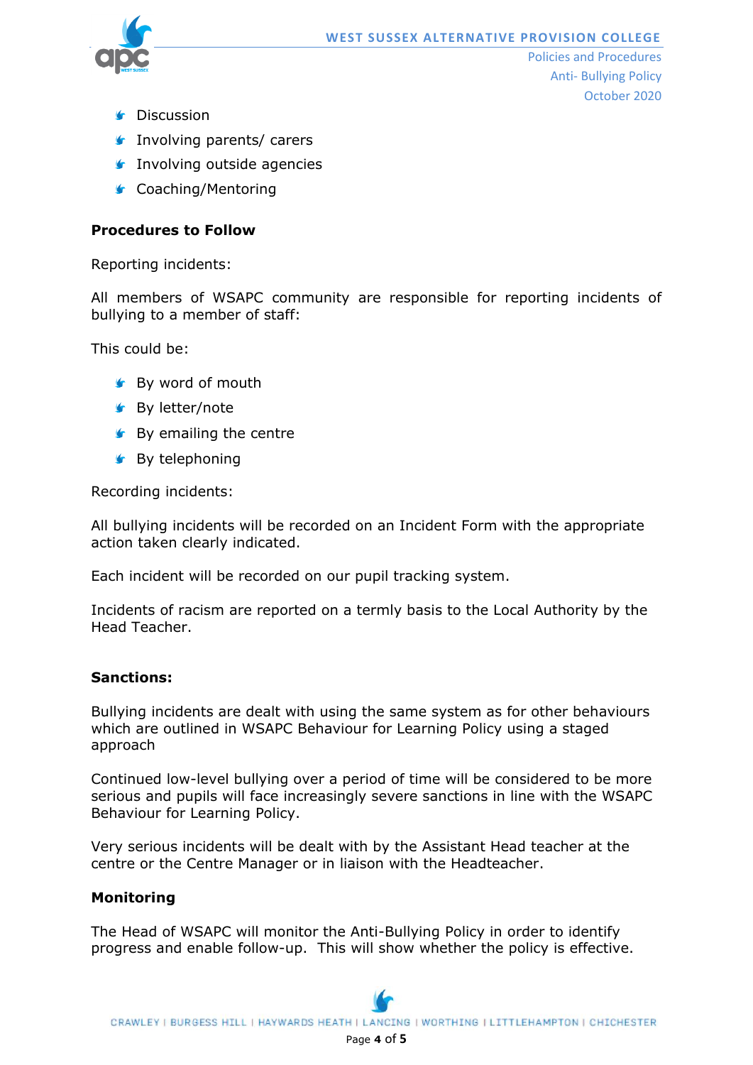- Discussion
- Involving parents/ carers
- Involving outside agencies
- Coaching/Mentoring

**Procedures to Follow**

Reporting incidents:

All members of WSAPC community are responsible for reporting incidents of bullying to a member of staff:

This could be:

- By word of mouth
- By letter/note
- By emailing the centre
- By telephoning

Recording incidents:

All bullying incidents will be recorded on an Incident Form with the appropriate action taken clearly indicated.

Each incident will be recorded on our pupil tracking system.

Incidents of racism are reported on a termly basis to the Local Authority by the Head Teacher.

**Sanctions:**

Bullying incidents are dealt with using the same system as for other behaviours which are outlined in WSAPC Behaviour for Learning Policy using a staged approach

Continued low-level bullying over a period of time will be considered to be more serious and pupils will face increasingly severe sanctions in line with the WSAPC Behaviour for Learning Policy.

Very serious incidents will be dealt with by the Assistant Head teacher at the centre or the Centre Manager or in liaison with the Headteacher.

**Monitoring**

The Head of WSAPC will monitor the Anti-Bullying Policy in order to identify progress and enable follow-up. This will show whether the policy is effective.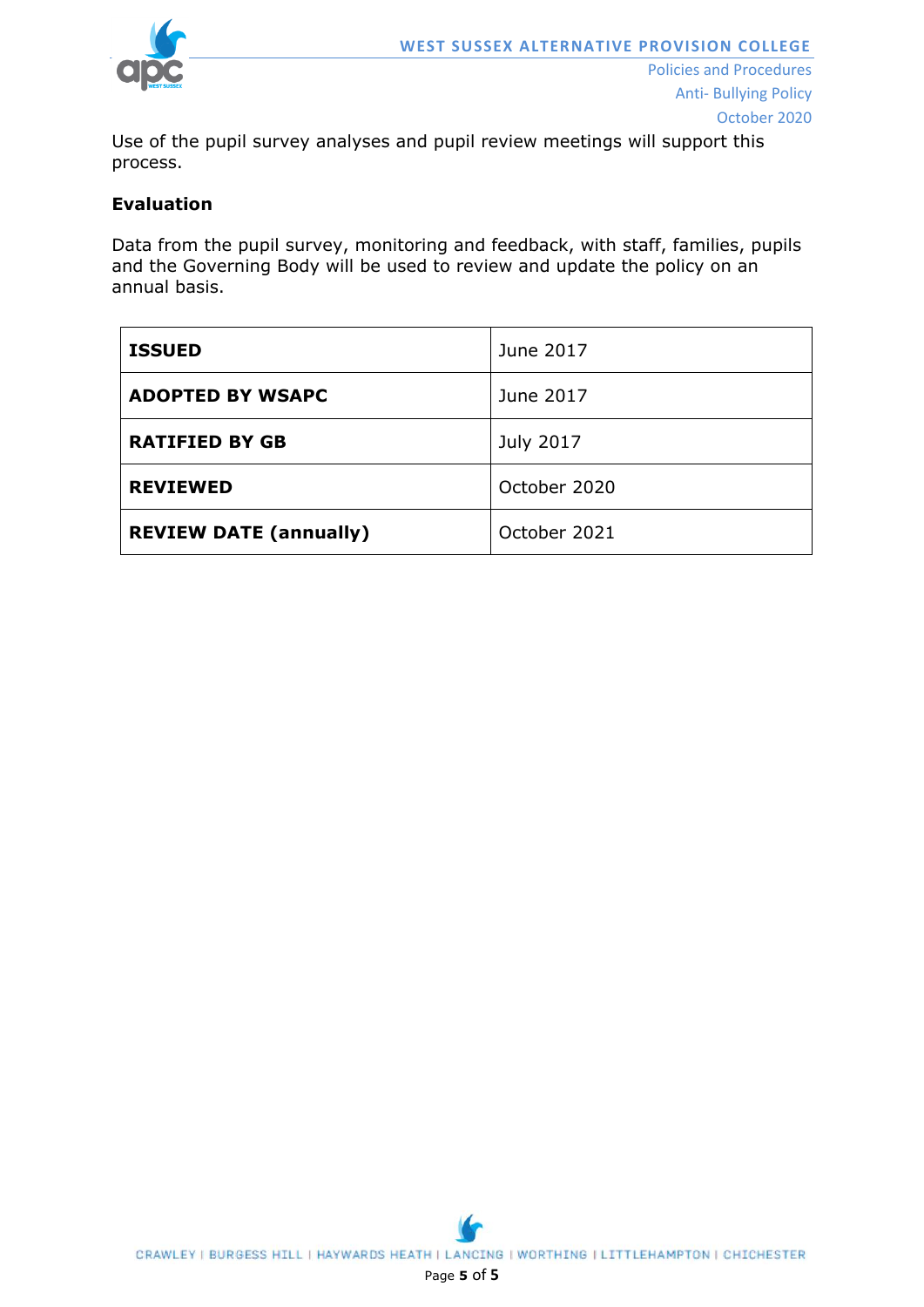Use of the pupil survey analyses and pupil review meetings will support this process.

**Evaluation**

Data from the pupil survey, monitoring and feedback, with staff, families, pupils and the Governing Body will be used to review and update the policy on an annual basis.

| | |
|---|---|
| **ISSUED** | June 2017 |
| **ADOPTED BY WSAPC** | June 2017 |
| **RATIFIED BY GB** | July 2017 |
| **REVIEWED** | October 2020 |
| **REVIEW DATE (annually)** | October 2021 |